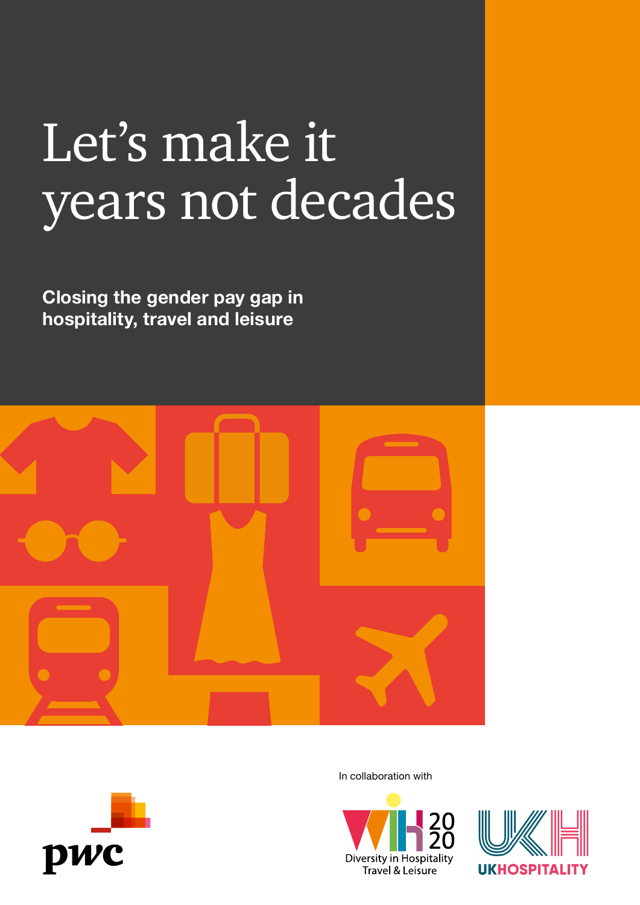# Let's make it years not decades

**Closing the gender pay gap in hospitality, travel and leisure**

In collaboration with

Diversity in Hospitality Travel & Leisure

UKHOSPITALITY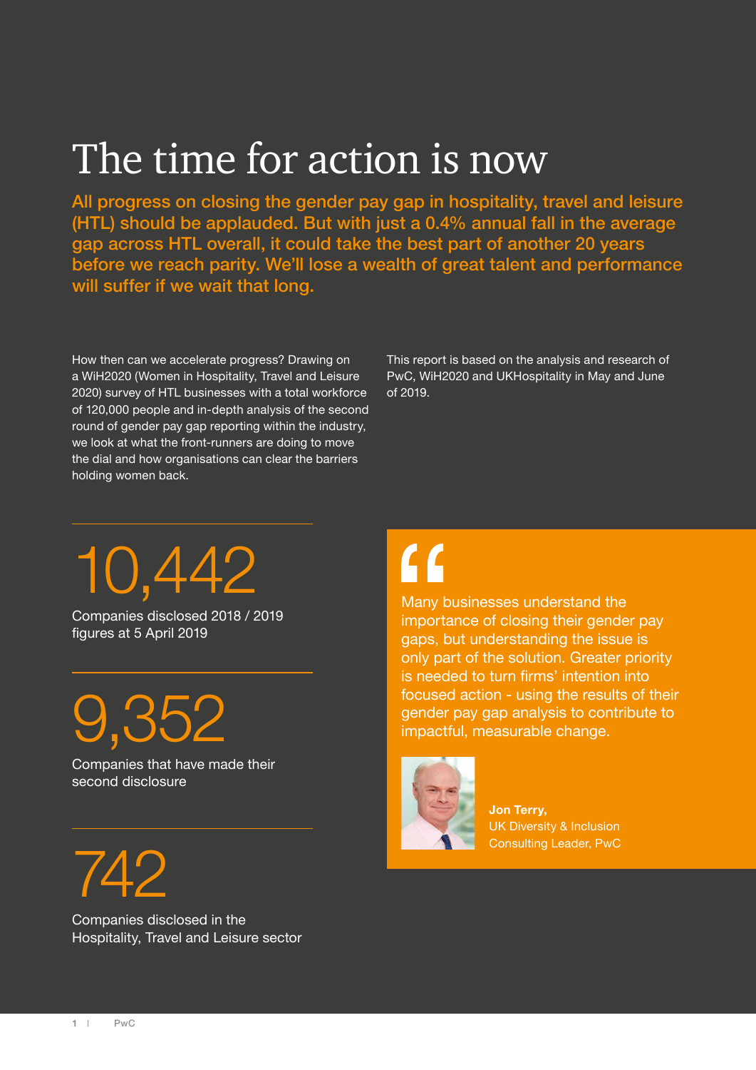# The time for action is now

**All progress on closing the gender pay gap in hospitality, travel and leisure (HTL) should be applauded. But with just a 0.4% annual fall in the average gap across HTL overall, it could take the best part of another 20 years before we reach parity. We'll lose a wealth of great talent and performance will suffer if we wait that long.**

How then can we accelerate progress? Drawing on a WiH2020 (Women in Hospitality, Travel and Leisure 2020) survey of HTL businesses with a total workforce of 120,000 people and in-depth analysis of the second round of gender pay gap reporting within the industry, we look at what the front-runners are doing to move the dial and how organisations can clear the barriers holding women back.

This report is based on the analysis and research of PwC, WiH2020 and UKHospitality in May and June of 2019.

**10,442**

Companies disclosed 2018 / 2019 figures at 5 April 2019

**9,352**

Companies that have made their second disclosure

**742**

Companies disclosed in the Hospitality, Travel and Leisure sector

> Many businesses understand the importance of closing their gender pay gaps, but understanding the issue is only part of the solution. Greater priority is needed to turn firms' intention into focused action - using the results of their gender pay gap analysis to contribute to impactful, measurable change.
>
> **Jon Terry,**
> UK Diversity & Inclusion Consulting Leader, PwC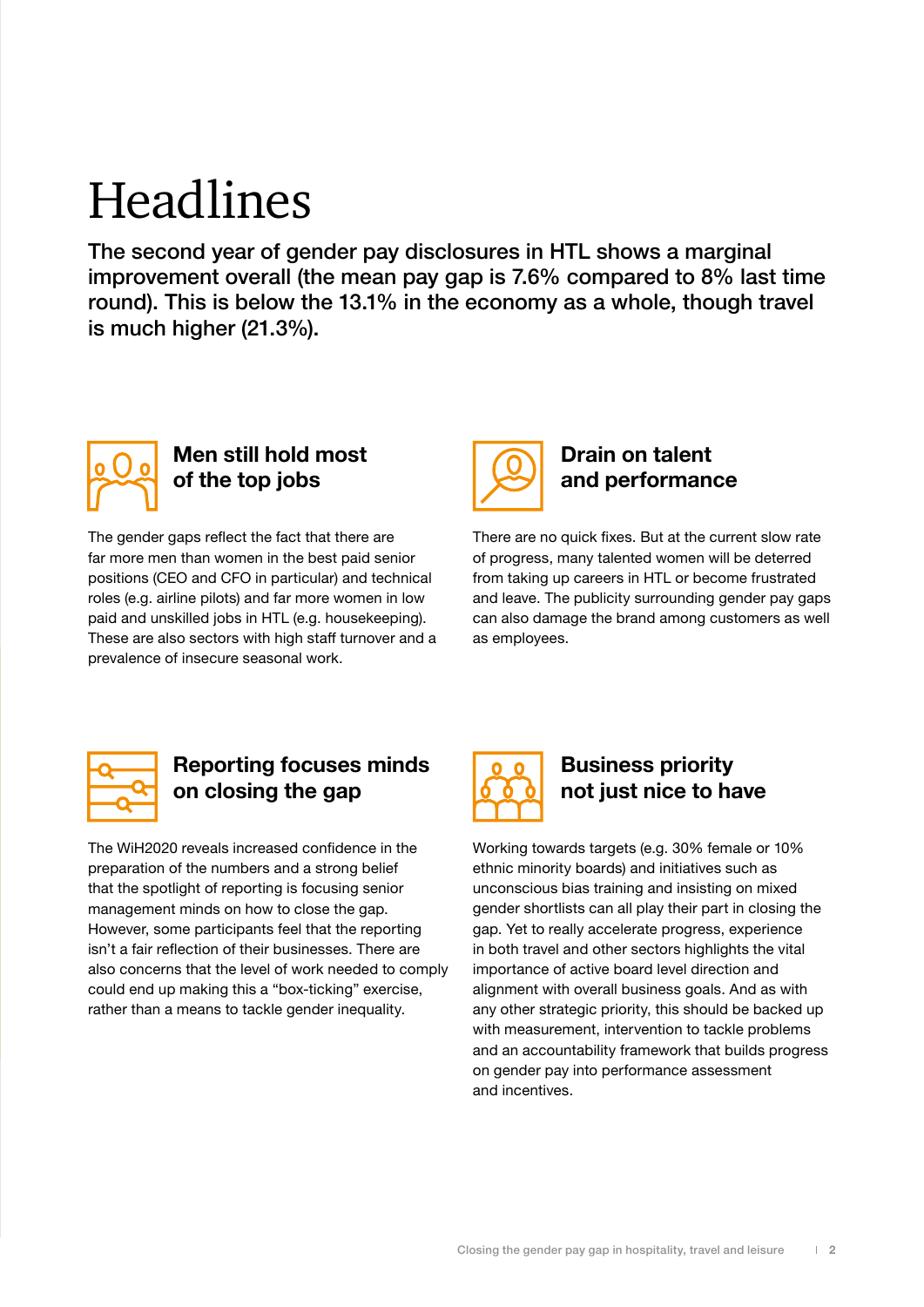# Headlines

**The second year of gender pay disclosures in HTL shows a marginal improvement overall (the mean pay gap is 7.6% compared to 8% last time round). This is below the 13.1% in the economy as a whole, though travel is much higher (21.3%).**

## Men still hold most of the top jobs

The gender gaps reflect the fact that there are far more men than women in the best paid senior positions (CEO and CFO in particular) and technical roles (e.g. airline pilots) and far more women in low paid and unskilled jobs in HTL (e.g. housekeeping). These are also sectors with high staff turnover and a prevalence of insecure seasonal work.

## Drain on talent and performance

There are no quick fixes. But at the current slow rate of progress, many talented women will be deterred from taking up careers in HTL or become frustrated and leave. The publicity surrounding gender pay gaps can also damage the brand among customers as well as employees.

## Reporting focuses minds on closing the gap

The WiH2020 reveals increased confidence in the preparation of the numbers and a strong belief that the spotlight of reporting is focusing senior management minds on how to close the gap. However, some participants feel that the reporting isn't a fair reflection of their businesses. There are also concerns that the level of work needed to comply could end up making this a "box-ticking" exercise, rather than a means to tackle gender inequality.

## Business priority not just nice to have

Working towards targets (e.g. 30% female or 10% ethnic minority boards) and initiatives such as unconscious bias training and insisting on mixed gender shortlists can all play their part in closing the gap. Yet to really accelerate progress, experience in both travel and other sectors highlights the vital importance of active board level direction and alignment with overall business goals. And as with any other strategic priority, this should be backed up with measurement, intervention to tackle problems and an accountability framework that builds progress on gender pay into performance assessment and incentives.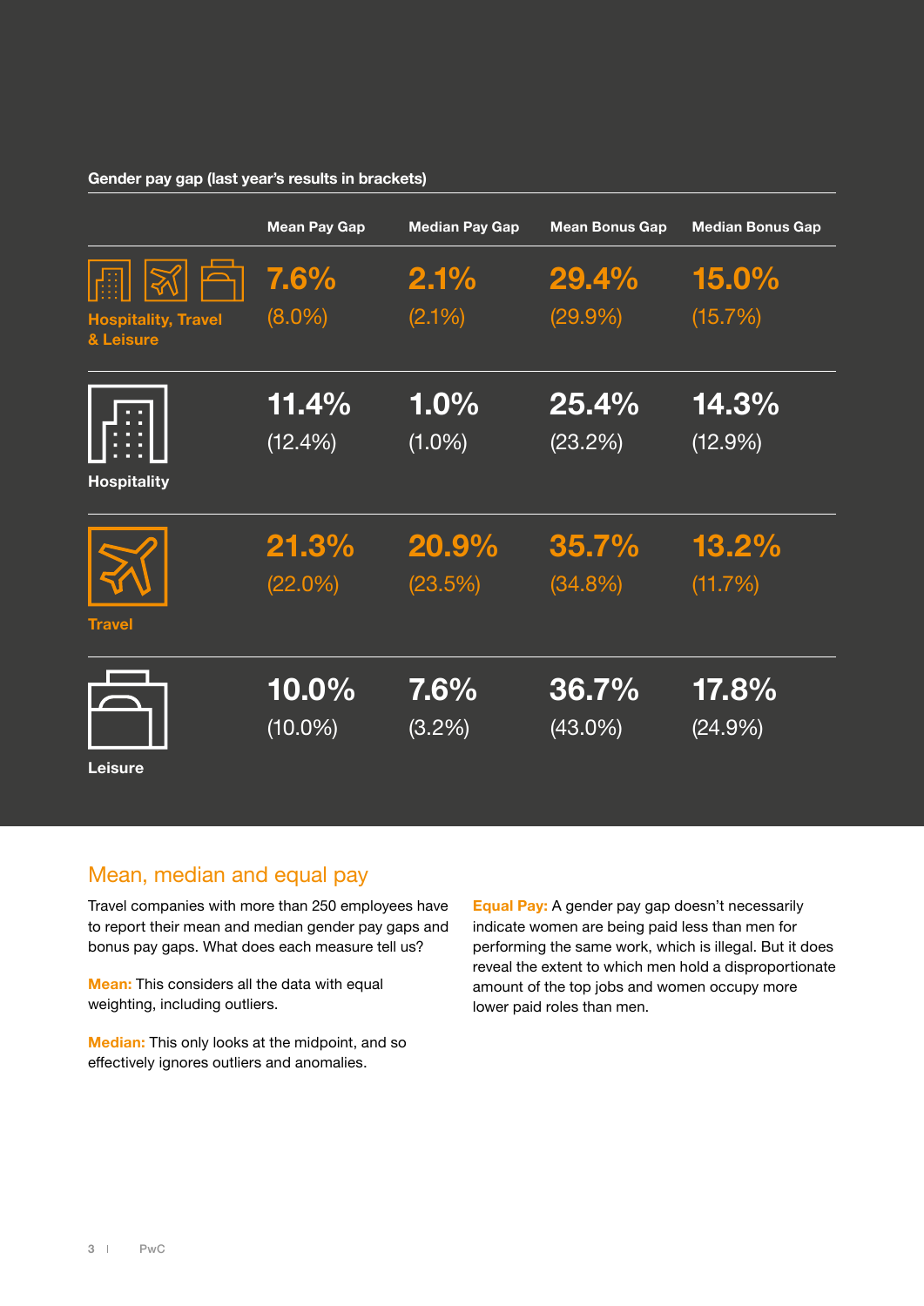**Gender pay gap (last year's results in brackets)**

| | Mean Pay Gap | Median Pay Gap | Mean Bonus Gap | Median Bonus Gap |
|---|---|---|---|---|
| Hospitality, Travel & Leisure | 7.6% (8.0%) | 2.1% (2.1%) | 29.4% (29.9%) | 15.0% (15.7%) |
| Hospitality | 11.4% (12.4%) | 1.0% (1.0%) | 25.4% (23.2%) | 14.3% (12.9%) |
| Travel | 21.3% (22.0%) | 20.9% (23.5%) | 35.7% (34.8%) | 13.2% (11.7%) |
| Leisure | 10.0% (10.0%) | 7.6% (3.2%) | 36.7% (43.0%) | 17.8% (24.9%) |

## Mean, median and equal pay

Travel companies with more than 250 employees have to report their mean and median gender pay gaps and bonus pay gaps. What does each measure tell us?

**Mean:** This considers all the data with equal weighting, including outliers.

**Median:** This only looks at the midpoint, and so effectively ignores outliers and anomalies.

**Equal Pay:** A gender pay gap doesn't necessarily indicate women are being paid less than men for performing the same work, which is illegal. But it does reveal the extent to which men hold a disproportionate amount of the top jobs and women occupy more lower paid roles than men.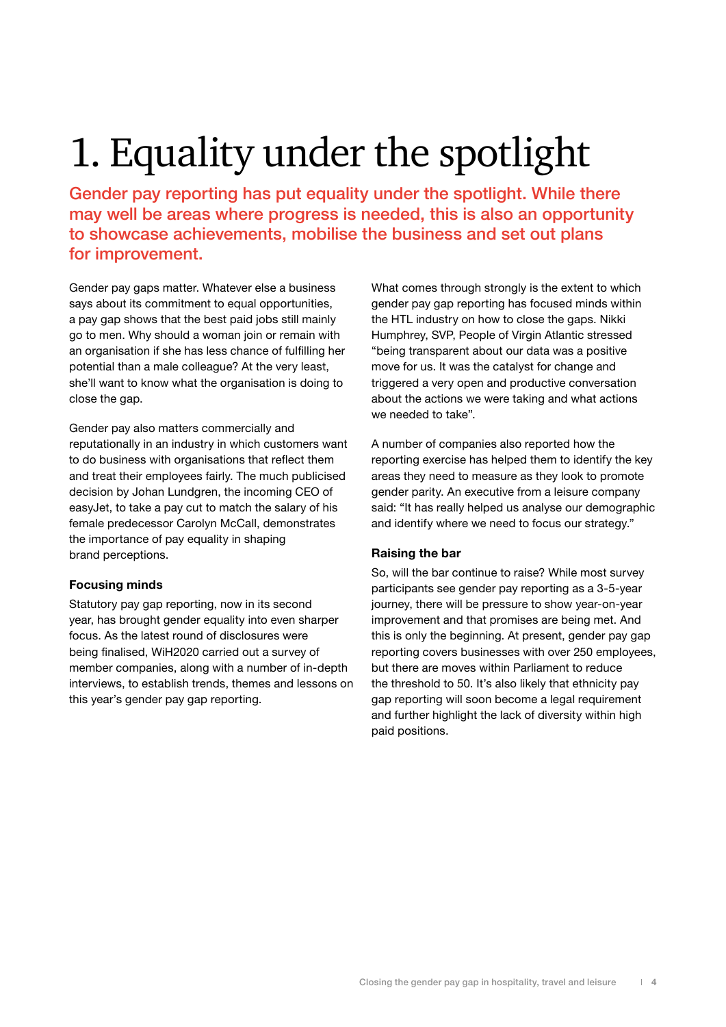# 1. Equality under the spotlight

**Gender pay reporting has put equality under the spotlight. While there may well be areas where progress is needed, this is also an opportunity to showcase achievements, mobilise the business and set out plans for improvement.**

Gender pay gaps matter. Whatever else a business says about its commitment to equal opportunities, a pay gap shows that the best paid jobs still mainly go to men. Why should a woman join or remain with an organisation if she has less chance of fulfilling her potential than a male colleague? At the very least, she'll want to know what the organisation is doing to close the gap.

Gender pay also matters commercially and reputationally in an industry in which customers want to do business with organisations that reflect them and treat their employees fairly. The much publicised decision by Johan Lundgren, the incoming CEO of easyJet, to take a pay cut to match the salary of his female predecessor Carolyn McCall, demonstrates the importance of pay equality in shaping brand perceptions.

### Focusing minds

Statutory pay gap reporting, now in its second year, has brought gender equality into even sharper focus. As the latest round of disclosures were being finalised, WiH2020 carried out a survey of member companies, along with a number of in-depth interviews, to establish trends, themes and lessons on this year's gender pay gap reporting.

What comes through strongly is the extent to which gender pay gap reporting has focused minds within the HTL industry on how to close the gaps. Nikki Humphrey, SVP, People of Virgin Atlantic stressed "being transparent about our data was a positive move for us. It was the catalyst for change and triggered a very open and productive conversation about the actions we were taking and what actions we needed to take".

A number of companies also reported how the reporting exercise has helped them to identify the key areas they need to measure as they look to promote gender parity. An executive from a leisure company said: "It has really helped us analyse our demographic and identify where we need to focus our strategy."

### Raising the bar

So, will the bar continue to raise? While most survey participants see gender pay reporting as a 3-5-year journey, there will be pressure to show year-on-year improvement and that promises are being met. And this is only the beginning. At present, gender pay gap reporting covers businesses with over 250 employees, but there are moves within Parliament to reduce the threshold to 50. It's also likely that ethnicity pay gap reporting will soon become a legal requirement and further highlight the lack of diversity within high paid positions.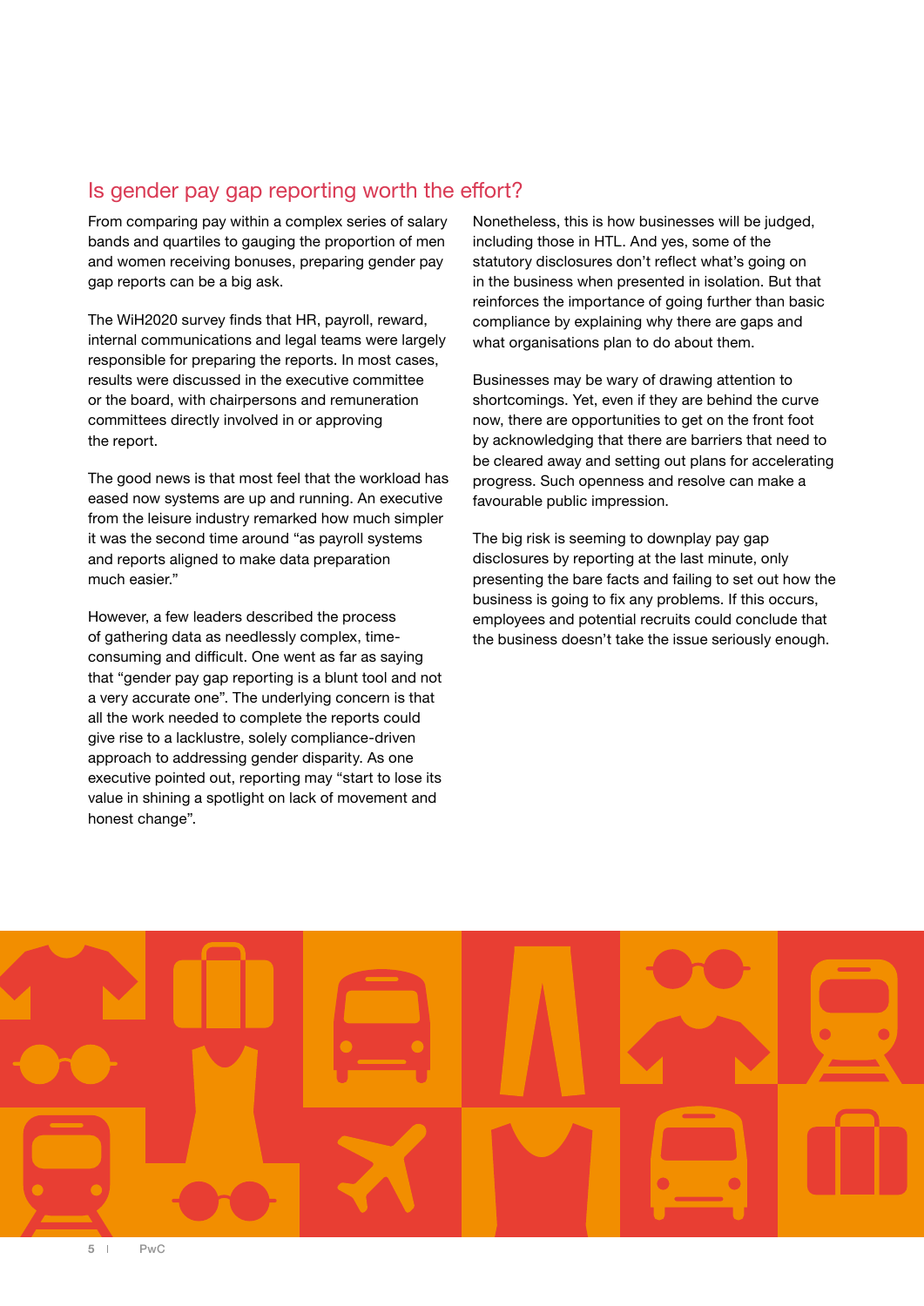## Is gender pay gap reporting worth the effort?

From comparing pay within a complex series of salary bands and quartiles to gauging the proportion of men and women receiving bonuses, preparing gender pay gap reports can be a big ask.

The WiH2020 survey finds that HR, payroll, reward, internal communications and legal teams were largely responsible for preparing the reports. In most cases, results were discussed in the executive committee or the board, with chairpersons and remuneration committees directly involved in or approving the report.

The good news is that most feel that the workload has eased now systems are up and running. An executive from the leisure industry remarked how much simpler it was the second time around "as payroll systems and reports aligned to make data preparation much easier."

However, a few leaders described the process of gathering data as needlessly complex, time-consuming and difficult. One went as far as saying that "gender pay gap reporting is a blunt tool and not a very accurate one". The underlying concern is that all the work needed to complete the reports could give rise to a lacklustre, solely compliance-driven approach to addressing gender disparity. As one executive pointed out, reporting may "start to lose its value in shining a spotlight on lack of movement and honest change".

Nonetheless, this is how businesses will be judged, including those in HTL. And yes, some of the statutory disclosures don't reflect what's going on in the business when presented in isolation. But that reinforces the importance of going further than basic compliance by explaining why there are gaps and what organisations plan to do about them.

Businesses may be wary of drawing attention to shortcomings. Yet, even if they are behind the curve now, there are opportunities to get on the front foot by acknowledging that there are barriers that need to be cleared away and setting out plans for accelerating progress. Such openness and resolve can make a favourable public impression.

The big risk is seeming to downplay pay gap disclosures by reporting at the last minute, only presenting the bare facts and failing to set out how the business is going to fix any problems. If this occurs, employees and potential recruits could conclude that the business doesn't take the issue seriously enough.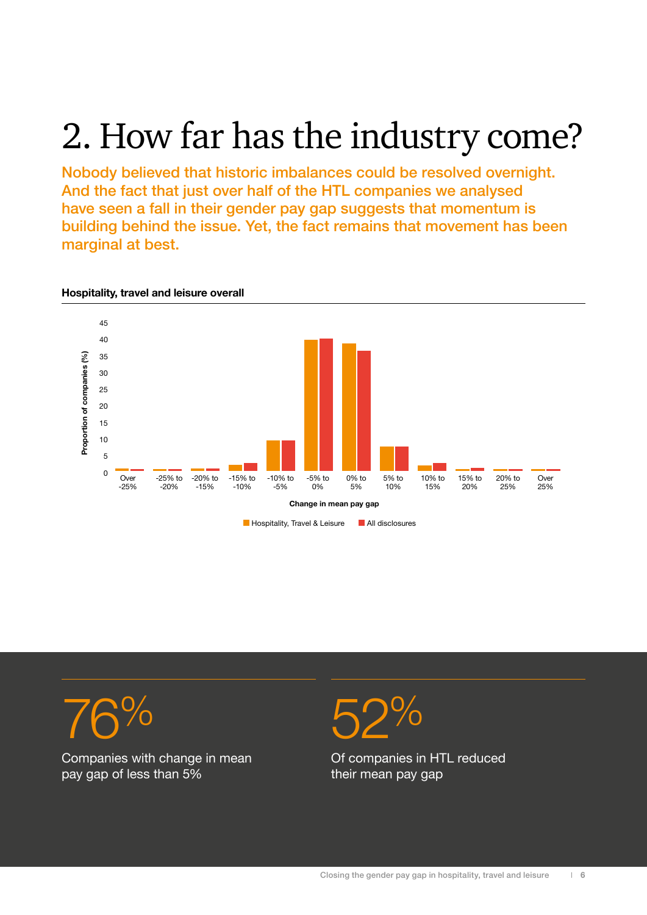# 2. How far has the industry come?

**Nobody believed that historic imbalances could be resolved overnight. And the fact that just over half of the HTL companies we analysed have seen a fall in their gender pay gap suggests that momentum is building behind the issue. Yet, the fact remains that movement has been marginal at best.**

**Hospitality, travel and leisure overall**

Proportion of companies (%)

Change in mean pay gap

Over -25% | -25% to -20% | -20% to -15% | -15% to -10% | -10% to -5% | -5% to 0% | 0% to 5% | 5% to 10% | 10% to 15% | 15% to 20% | 20% to 25% | Over 25%

Hospitality, Travel & Leisure | All disclosures

76%

Companies with change in mean pay gap of less than 5%

52%

Of companies in HTL reduced their mean pay gap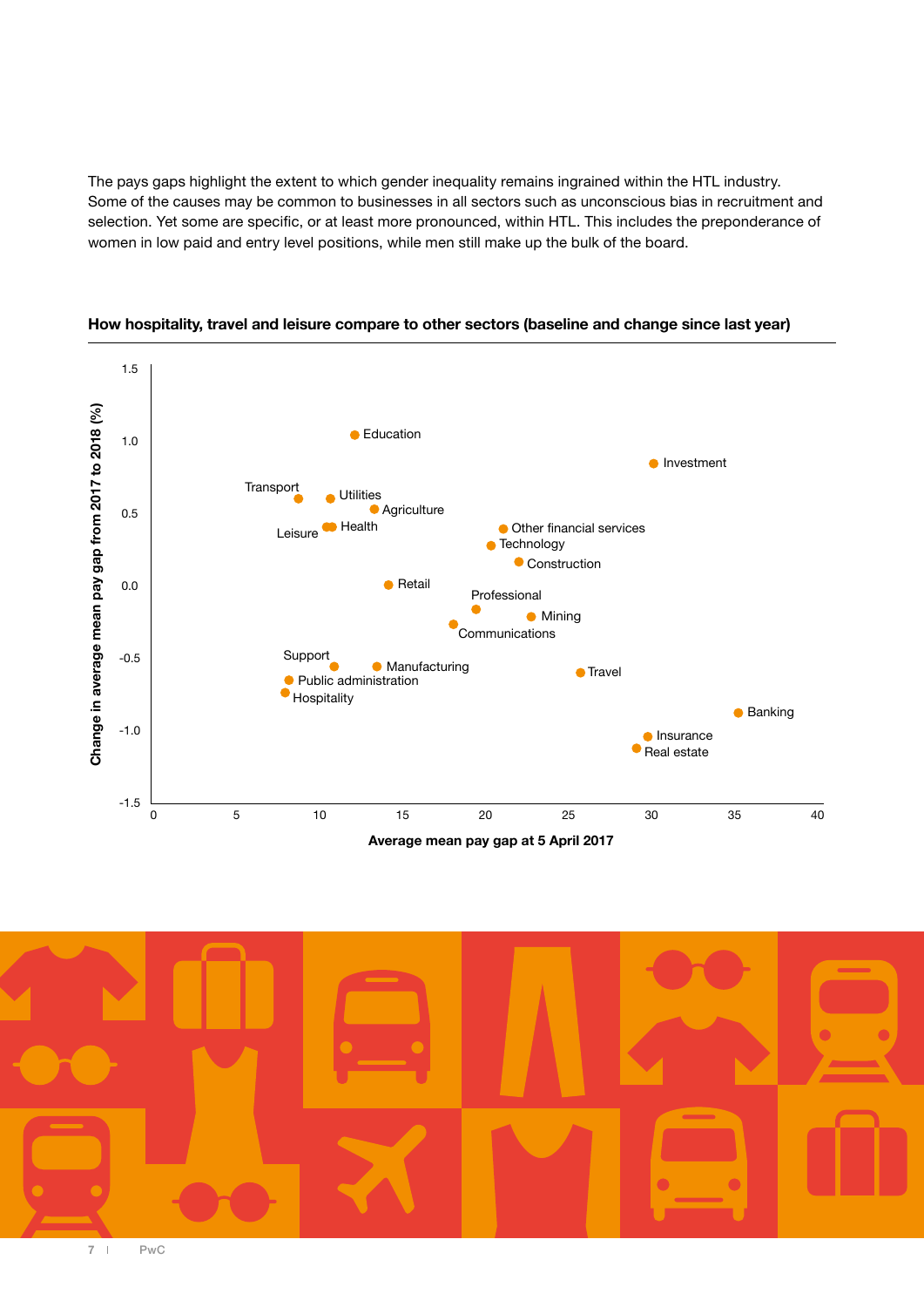The pays gaps highlight the extent to which gender inequality remains ingrained within the HTL industry. Some of the causes may be common to businesses in all sectors such as unconscious bias in recruitment and selection. Yet some are specific, or at least more pronounced, within HTL. This includes the preponderance of women in low paid and entry level positions, while men still make up the bulk of the board.

**How hospitality, travel and leisure compare to other sectors (baseline and change since last year)**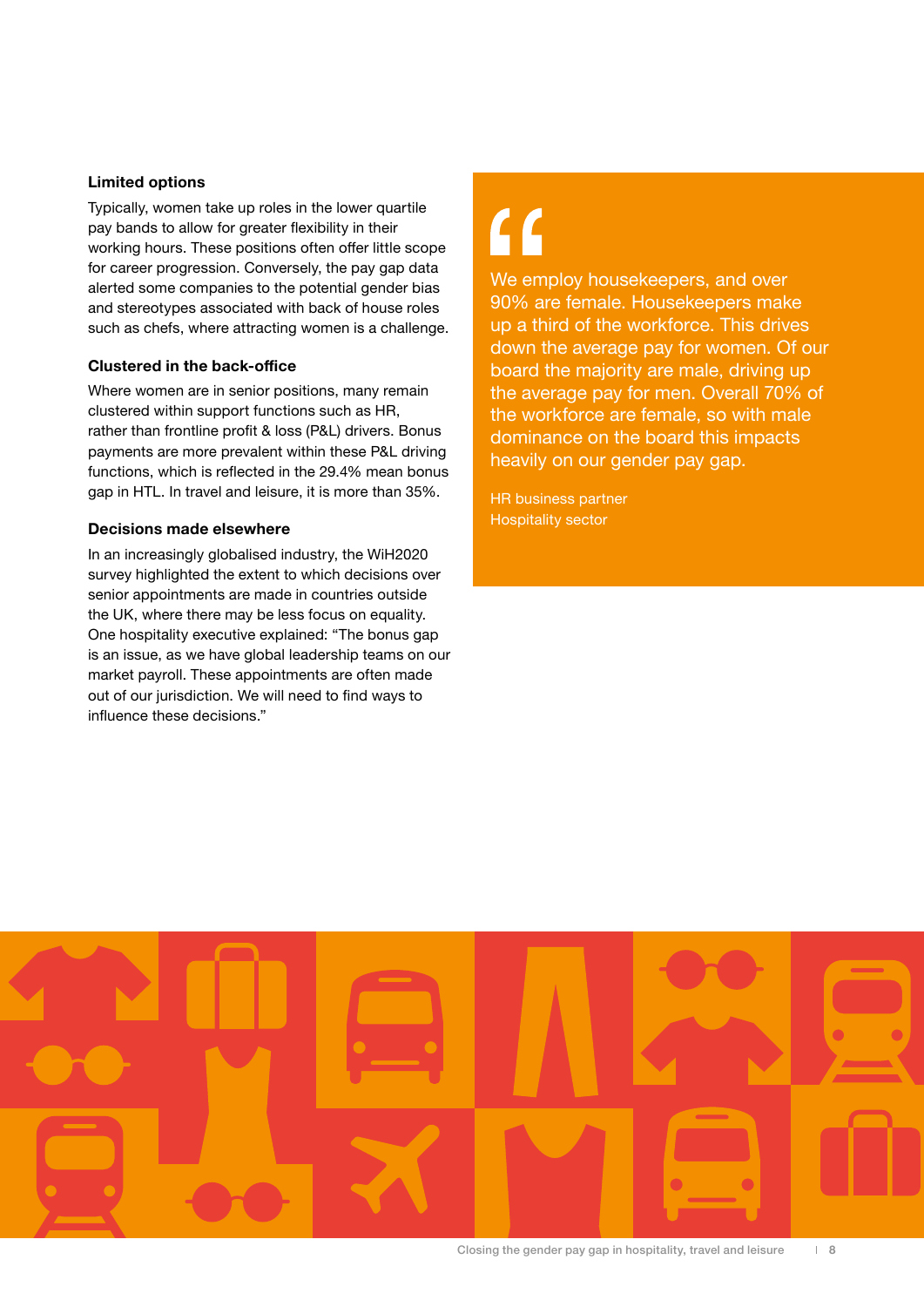### Limited options

Typically, women take up roles in the lower quartile pay bands to allow for greater flexibility in their working hours. These positions often offer little scope for career progression. Conversely, the pay gap data alerted some companies to the potential gender bias and stereotypes associated with back of house roles such as chefs, where attracting women is a challenge.

### Clustered in the back-office

Where women are in senior positions, many remain clustered within support functions such as HR, rather than frontline profit & loss (P&L) drivers. Bonus payments are more prevalent within these P&L driving functions, which is reflected in the 29.4% mean bonus gap in HTL. In travel and leisure, it is more than 35%.

### Decisions made elsewhere

In an increasingly globalised industry, the WiH2020 survey highlighted the extent to which decisions over senior appointments are made in countries outside the UK, where there may be less focus on equality. One hospitality executive explained: “The bonus gap is an issue, as we have global leadership teams on our market payroll. These appointments are often made out of our jurisdiction. We will need to find ways to influence these decisions.”

> “We employ housekeepers, and over 90% are female. Housekeepers make up a third of the workforce. This drives down the average pay for women. Of our board the majority are male, driving up the average pay for men. Overall 70% of the workforce are female, so with male dominance on the board this impacts heavily on our gender pay gap.
>
> HR business partner
> Hospitality sector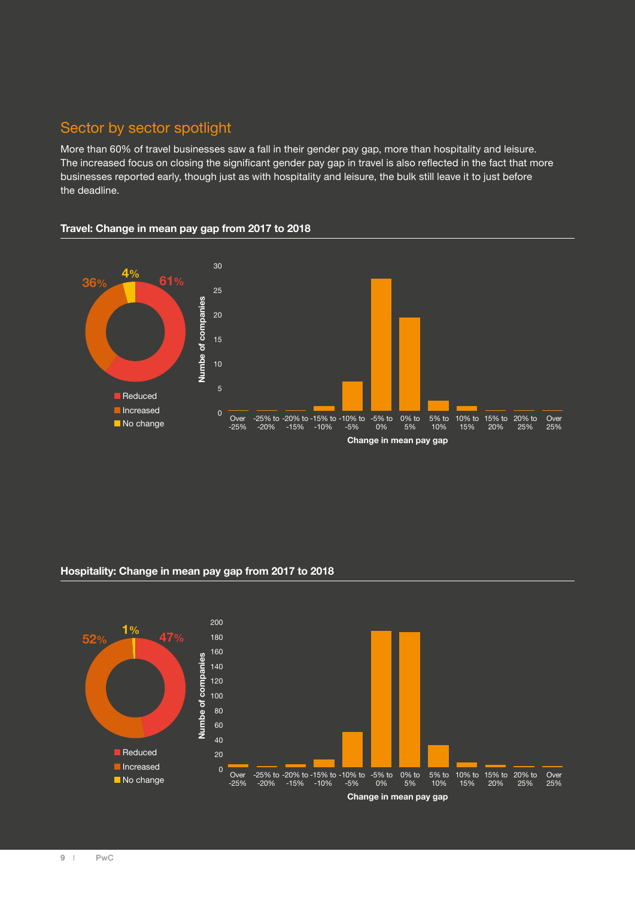## Sector by sector spotlight

More than 60% of travel businesses saw a fall in their gender pay gap, more than hospitality and leisure. The increased focus on closing the significant gender pay gap in travel is also reflected in the fact that more businesses reported early, though just as with hospitality and leisure, the bulk still leave it to just before the deadline.

**Travel: Change in mean pay gap from 2017 to 2018**

36% 4% 61%

- Reduced
- Increased
- No change

Numbe of companies

Over -25% | -25% to -20% | -20% to -15% | -15% to -10% | -10% to -5% | -5% to 0% | 0% to 5% | 5% to 10% | 10% to 15% | 15% to 20% | 20% to 25% | Over 25%

Change in mean pay gap

**Hospitality: Change in mean pay gap from 2017 to 2018**

52% 1% 47%

- Reduced
- Increased
- No change

Numbe of companies

Over -25% | -25% to -20% | -20% to -15% | -15% to -10% | -10% to -5% | -5% to 0% | 0% to 5% | 5% to 10% | 10% to 15% | 15% to 20% | 20% to 25% | Over 25%

Change in mean pay gap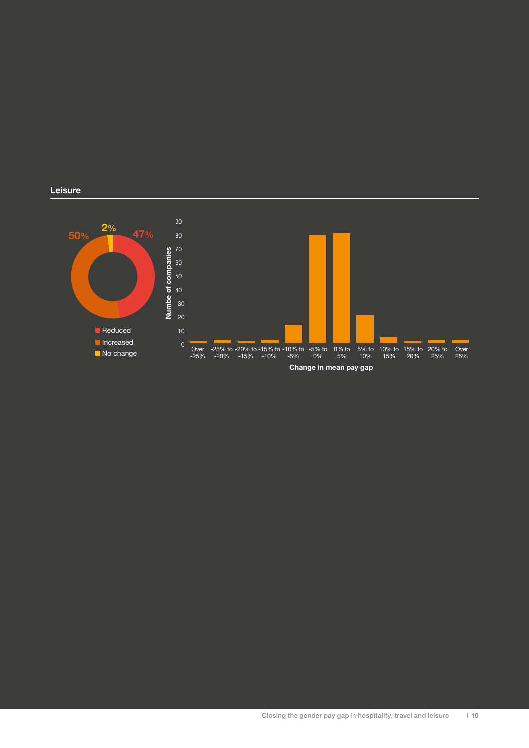## Leisure

2%

50%

47%

- Reduced
- Increased
- No change

Numbe of companies

Change in mean pay gap

Over -25% | -25% to -20% | -20% to -15% | -15% to -10% | -10% to -5% | -5% to 0% | 0% to 5% | 5% to 10% | 10% to 15% | 15% to 20% | 20% to 25% | Over 25%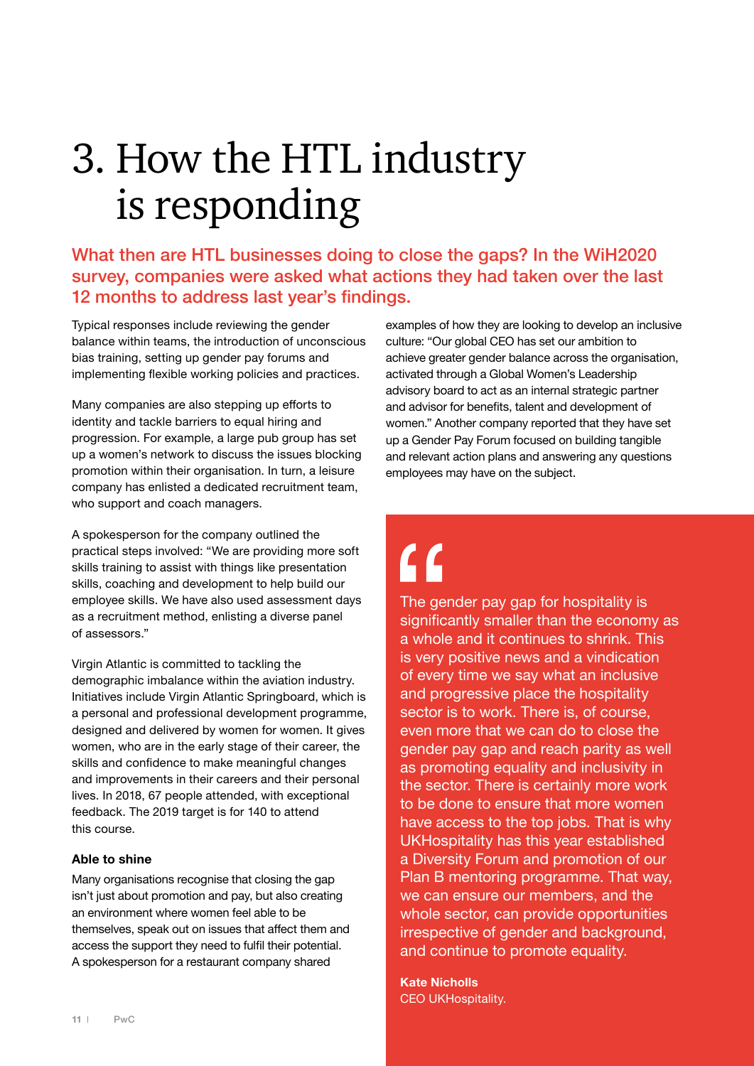# 3. How the HTL industry is responding

**What then are HTL businesses doing to close the gaps? In the WiH2020 survey, companies were asked what actions they had taken over the last 12 months to address last year's findings.**

Typical responses include reviewing the gender balance within teams, the introduction of unconscious bias training, setting up gender pay forums and implementing flexible working policies and practices.

Many companies are also stepping up efforts to identity and tackle barriers to equal hiring and progression. For example, a large pub group has set up a women's network to discuss the issues blocking promotion within their organisation. In turn, a leisure company has enlisted a dedicated recruitment team, who support and coach managers.

A spokesperson for the company outlined the practical steps involved: "We are providing more soft skills training to assist with things like presentation skills, coaching and development to help build our employee skills. We have also used assessment days as a recruitment method, enlisting a diverse panel of assessors."

Virgin Atlantic is committed to tackling the demographic imbalance within the aviation industry. Initiatives include Virgin Atlantic Springboard, which is a personal and professional development programme, designed and delivered by women for women. It gives women, who are in the early stage of their career, the skills and confidence to make meaningful changes and improvements in their careers and their personal lives. In 2018, 67 people attended, with exceptional feedback. The 2019 target is for 140 to attend this course.

### Able to shine

Many organisations recognise that closing the gap isn't just about promotion and pay, but also creating an environment where women feel able to be themselves, speak out on issues that affect them and access the support they need to fulfil their potential. A spokesperson for a restaurant company shared examples of how they are looking to develop an inclusive culture: "Our global CEO has set our ambition to achieve greater gender balance across the organisation, activated through a Global Women's Leadership advisory board to act as an internal strategic partner and advisor for benefits, talent and development of women." Another company reported that they have set up a Gender Pay Forum focused on building tangible and relevant action plans and answering any questions employees may have on the subject.

> The gender pay gap for hospitality is significantly smaller than the economy as a whole and it continues to shrink. This is very positive news and a vindication of every time we say what an inclusive and progressive place the hospitality sector is to work. There is, of course, even more that we can do to close the gender pay gap and reach parity as well as promoting equality and inclusivity in the sector. There is certainly more work to be done to ensure that more women have access to the top jobs. That is why UKHospitality has this year established a Diversity Forum and promotion of our Plan B mentoring programme. That way, we can ensure our members, and the whole sector, can provide opportunities irrespective of gender and background, and continue to promote equality.
>
> **Kate Nicholls**
> CEO UKHospitality.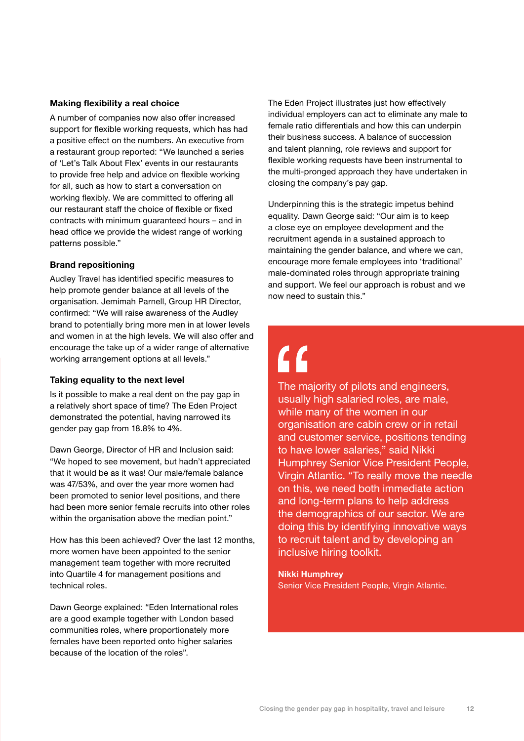### Making flexibility a real choice

A number of companies now also offer increased support for flexible working requests, which has had a positive effect on the numbers. An executive from a restaurant group reported: "We launched a series of 'Let's Talk About Flex' events in our restaurants to provide free help and advice on flexible working for all, such as how to start a conversation on working flexibly. We are committed to offering all our restaurant staff the choice of flexible or fixed contracts with minimum guaranteed hours – and in head office we provide the widest range of working patterns possible."

### Brand repositioning

Audley Travel has identified specific measures to help promote gender balance at all levels of the organisation. Jemimah Parnell, Group HR Director, confirmed: "We will raise awareness of the Audley brand to potentially bring more men in at lower levels and women in at the high levels. We will also offer and encourage the take up of a wider range of alternative working arrangement options at all levels."

### Taking equality to the next level

Is it possible to make a real dent on the pay gap in a relatively short space of time? The Eden Project demonstrated the potential, having narrowed its gender pay gap from 18.8% to 4%.

Dawn George, Director of HR and Inclusion said: "We hoped to see movement, but hadn't appreciated that it would be as it was! Our male/female balance was 47/53%, and over the year more women had been promoted to senior level positions, and there had been more senior female recruits into other roles within the organisation above the median point."

How has this been achieved? Over the last 12 months, more women have been appointed to the senior management team together with more recruited into Quartile 4 for management positions and technical roles.

Dawn George explained: "Eden International roles are a good example together with London based communities roles, where proportionately more females have been reported onto higher salaries because of the location of the roles".

The Eden Project illustrates just how effectively individual employers can act to eliminate any male to female ratio differentials and how this can underpin their business success. A balance of succession and talent planning, role reviews and support for flexible working requests have been instrumental to the multi-pronged approach they have undertaken in closing the company's pay gap.

Underpinning this is the strategic impetus behind equality. Dawn George said: "Our aim is to keep a close eye on employee development and the recruitment agenda in a sustained approach to maintaining the gender balance, and where we can, encourage more female employees into 'traditional' male-dominated roles through appropriate training and support. We feel our approach is robust and we now need to sustain this."

> The majority of pilots and engineers, usually high salaried roles, are male, while many of the women in our organisation are cabin crew or in retail and customer service, positions tending to have lower salaries," said Nikki Humphrey Senior Vice President People, Virgin Atlantic. "To really move the needle on this, we need both immediate action and long-term plans to help address the demographics of our sector. We are doing this by identifying innovative ways to recruit talent and by developing an inclusive hiring toolkit.
>
> **Nikki Humphrey**
> Senior Vice President People, Virgin Atlantic.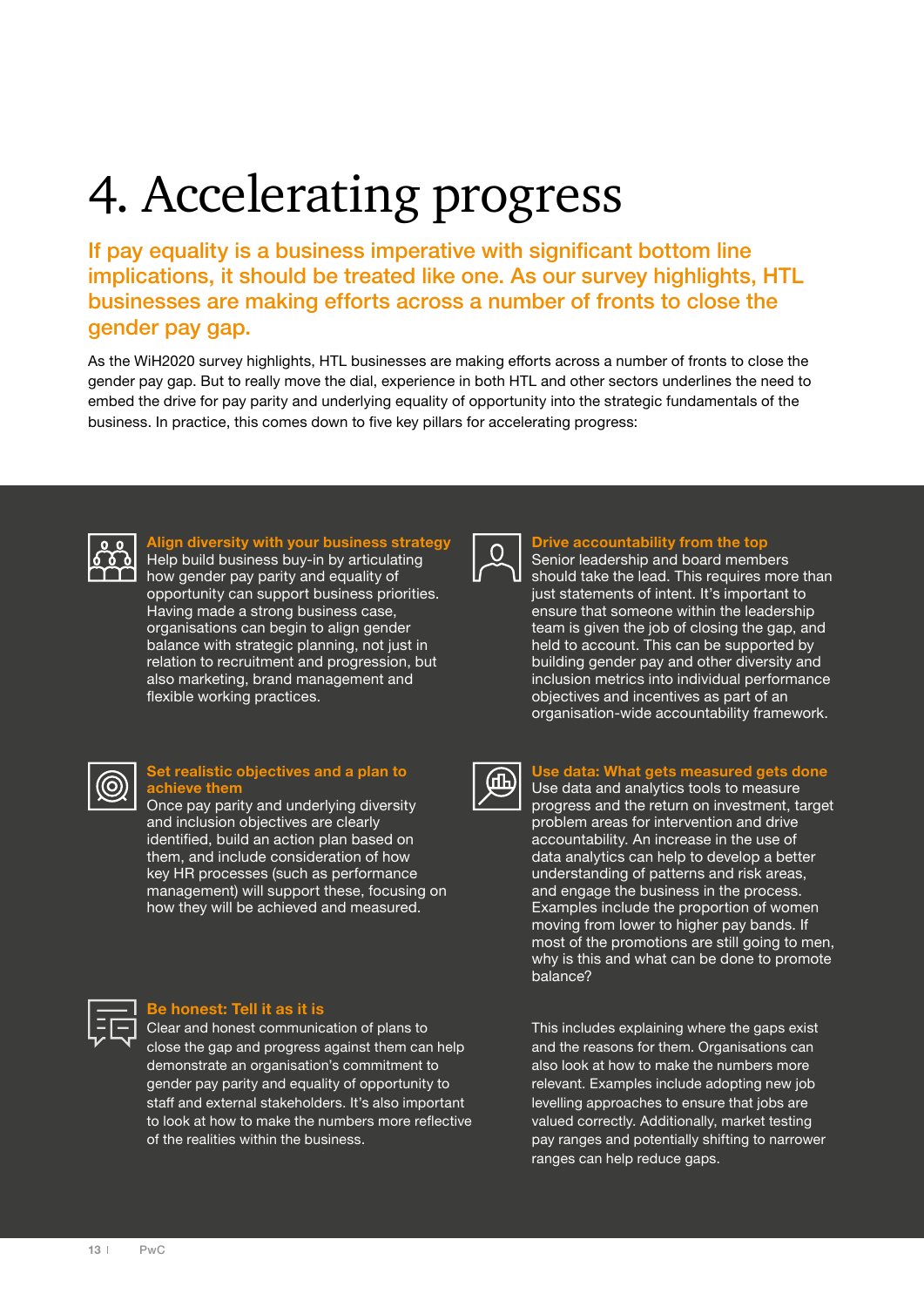# 4. Accelerating progress

**If pay equality is a business imperative with significant bottom line implications, it should be treated like one. As our survey highlights, HTL businesses are making efforts across a number of fronts to close the gender pay gap.**

As the WiH2020 survey highlights, HTL businesses are making efforts across a number of fronts to close the gender pay gap. But to really move the dial, experience in both HTL and other sectors underlines the need to embed the drive for pay parity and underlying equality of opportunity into the strategic fundamentals of the business. In practice, this comes down to five key pillars for accelerating progress:

### Align diversity with your business strategy

Help build business buy-in by articulating how gender pay parity and equality of opportunity can support business priorities. Having made a strong business case, organisations can begin to align gender balance with strategic planning, not just in relation to recruitment and progression, but also marketing, brand management and flexible working practices.

### Set realistic objectives and a plan to achieve them

Once pay parity and underlying diversity and inclusion objectives are clearly identified, build an action plan based on them, and include consideration of how key HR processes (such as performance management) will support these, focusing on how they will be achieved and measured.

### Be honest: Tell it as it is

Clear and honest communication of plans to close the gap and progress against them can help demonstrate an organisation's commitment to gender pay parity and equality of opportunity to staff and external stakeholders. It's also important to look at how to make the numbers more reflective of the realities within the business.

This includes explaining where the gaps exist and the reasons for them. Organisations can also look at how to make the numbers more relevant. Examples include adopting new job levelling approaches to ensure that jobs are valued correctly. Additionally, market testing pay ranges and potentially shifting to narrower ranges can help reduce gaps.

### Drive accountability from the top

Senior leadership and board members should take the lead. This requires more than just statements of intent. It's important to ensure that someone within the leadership team is given the job of closing the gap, and held to account. This can be supported by building gender pay and other diversity and inclusion metrics into individual performance objectives and incentives as part of an organisation-wide accountability framework.

### Use data: What gets measured gets done

Use data and analytics tools to measure progress and the return on investment, target problem areas for intervention and drive accountability. An increase in the use of data analytics can help to develop a better understanding of patterns and risk areas, and engage the business in the process. Examples include the proportion of women moving from lower to higher pay bands. If most of the promotions are still going to men, why is this and what can be done to promote balance?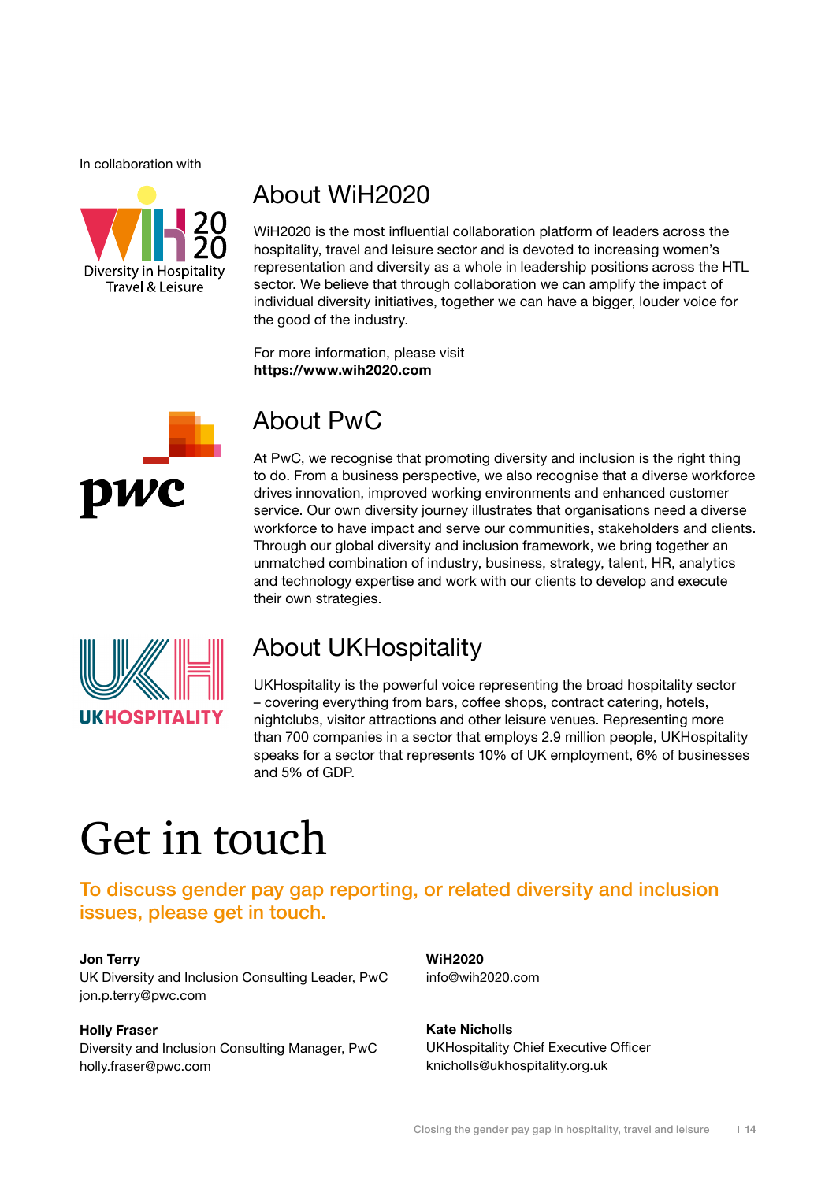In collaboration with

## About WiH2020

WiH2020 is the most influential collaboration platform of leaders across the hospitality, travel and leisure sector and is devoted to increasing women's representation and diversity as a whole in leadership positions across the HTL sector. We believe that through collaboration we can amplify the impact of individual diversity initiatives, together we can have a bigger, louder voice for the good of the industry.

For more information, please visit
**https://www.wih2020.com**

## About PwC

At PwC, we recognise that promoting diversity and inclusion is the right thing to do. From a business perspective, we also recognise that a diverse workforce drives innovation, improved working environments and enhanced customer service. Our own diversity journey illustrates that organisations need a diverse workforce to have impact and serve our communities, stakeholders and clients. Through our global diversity and inclusion framework, we bring together an unmatched combination of industry, business, strategy, talent, HR, analytics and technology expertise and work with our clients to develop and execute their own strategies.

## About UKHospitality

UKHospitality is the powerful voice representing the broad hospitality sector – covering everything from bars, coffee shops, contract catering, hotels, nightclubs, visitor attractions and other leisure venues. Representing more than 700 companies in a sector that employs 2.9 million people, UKHospitality speaks for a sector that represents 10% of UK employment, 6% of businesses and 5% of GDP.

# Get in touch

### To discuss gender pay gap reporting, or related diversity and inclusion issues, please get in touch.

**Jon Terry**
UK Diversity and Inclusion Consulting Leader, PwC
jon.p.terry@pwc.com

**Holly Fraser**
Diversity and Inclusion Consulting Manager, PwC
holly.fraser@pwc.com

**WiH2020**
info@wih2020.com

**Kate Nicholls**
UKHospitality Chief Executive Officer
knicholls@ukhospitality.org.uk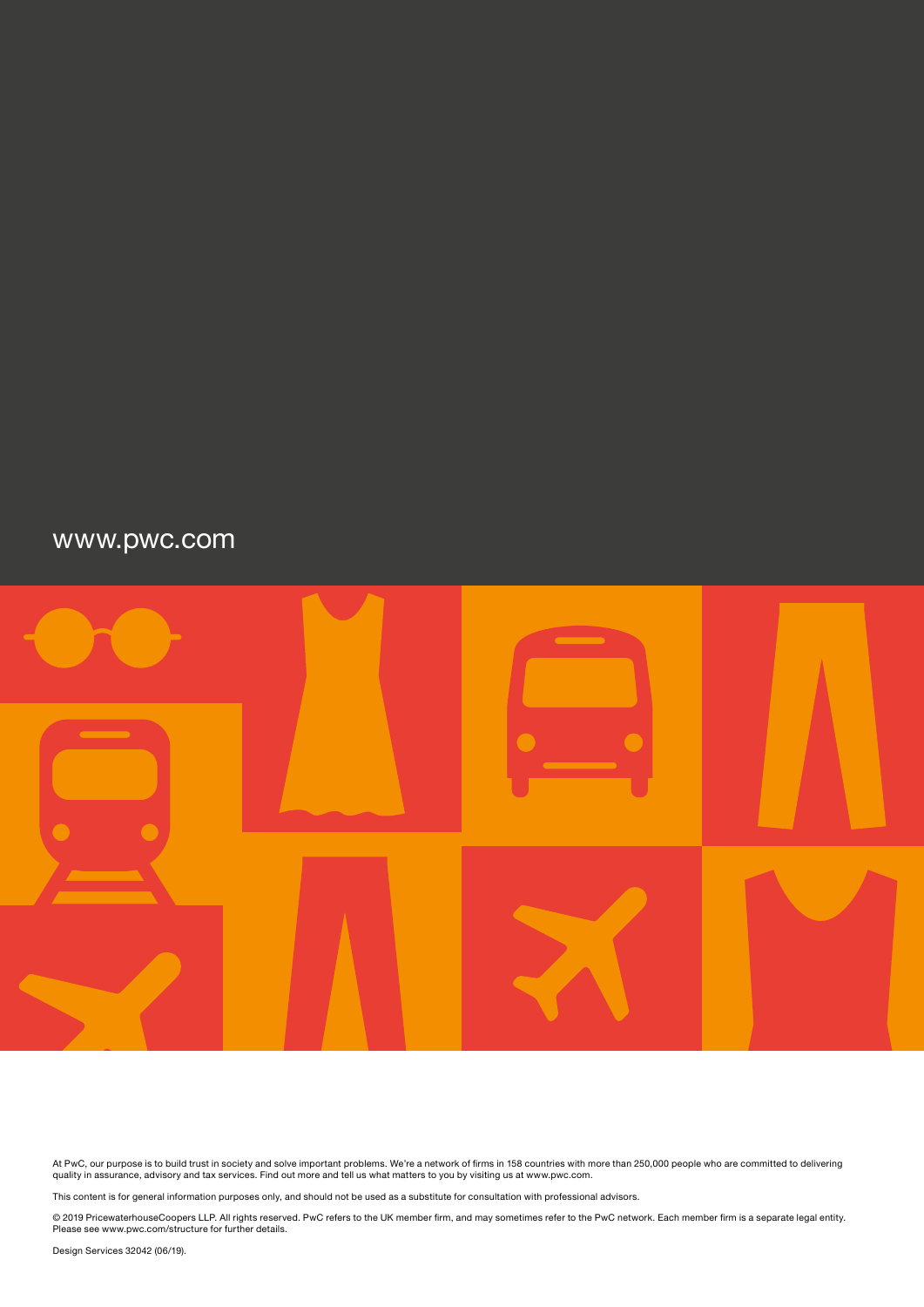www.pwc.com

At PwC, our purpose is to build trust in society and solve important problems. We're a network of firms in 158 countries with more than 250,000 people who are committed to delivering quality in assurance, advisory and tax services. Find out more and tell us what matters to you by visiting us at www.pwc.com.

This content is for general information purposes only, and should not be used as a substitute for consultation with professional advisors.

© 2019 PricewaterhouseCoopers LLP. All rights reserved. PwC refers to the UK member firm, and may sometimes refer to the PwC network. Each member firm is a separate legal entity. Please see www.pwc.com/structure for further details.

Design Services 32042 (06/19).